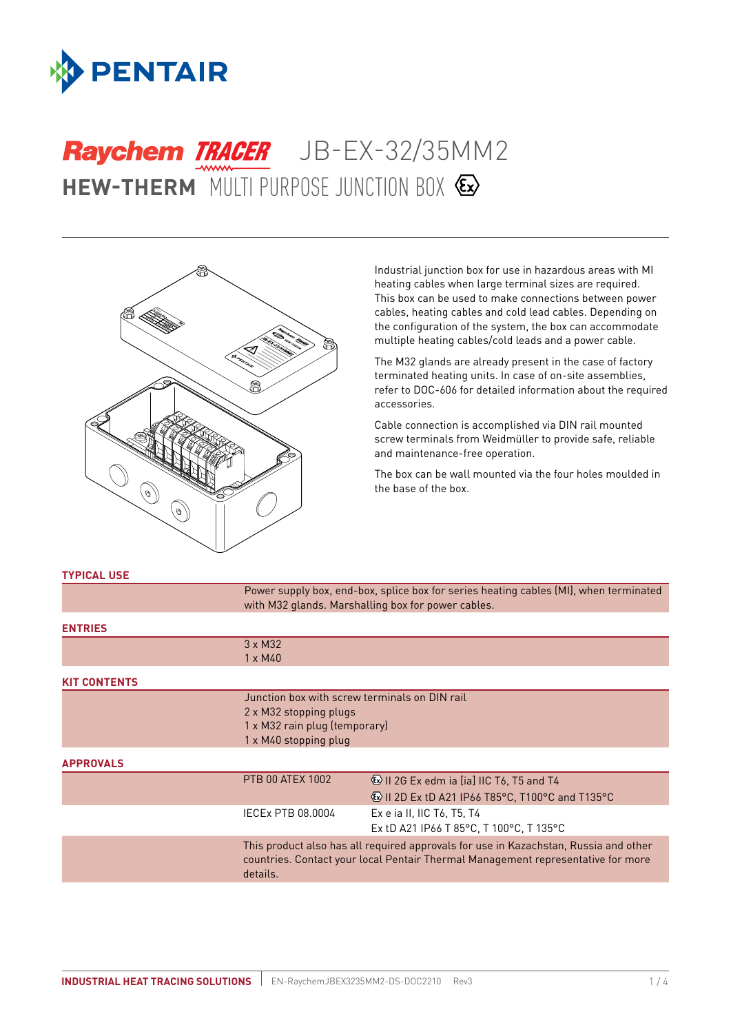# Raychem TRACER JB-EX-32/35MM2

## HEW-THERM MULTI PURPOSE JUNCTION BOX ⟨Ex⟩

Industrial junction box for use in hazardous areas with MI heating cables when large terminal sizes are required. This box can be used to make connections between power cables, heating cables and cold lead cables. Depending on the configuration of the system, the box can accommodate multiple heating cables/cold leads and a power cable.

The M32 glands are already present in the case of factory terminated heating units. In case of on-site assemblies, refer to DOC-606 for detailed information about the required accessories.

Cable connection is accomplished via DIN rail mounted screw terminals from Weidmüller to provide safe, reliable and maintenance-free operation.

The box can be wall mounted via the four holes moulded in the base of the box.

### TYPICAL USE

Power supply box, end-box, splice box for series heating cables (MI), when terminated with M32 glands. Marshalling box for power cables.

### ENTRIES

3 x M32
1 x M40

### KIT CONTENTS

Junction box with screw terminals on DIN rail
2 x M32 stopping plugs
1 x M32 rain plug (temporary)
1 x M40 stopping plug

### APPROVALS

| | |
|---|---|
| PTB 00 ATEX 1002 | ⟨Ex⟩ II 2G Ex edm ia [ia] IIC T6, T5 and T4<br>⟨Ex⟩ II 2D Ex tD A21 IP66 T85°C, T100°C and T135°C |
| IECEx PTB 08.0004 | Ex e ia II, IIC T6, T5, T4<br>Ex tD A21 IP66 T 85°C, T 100°C, T 135°C |

This product also has all required approvals for use in Kazachstan, Russia and other countries. Contact your local Pentair Thermal Management representative for more details.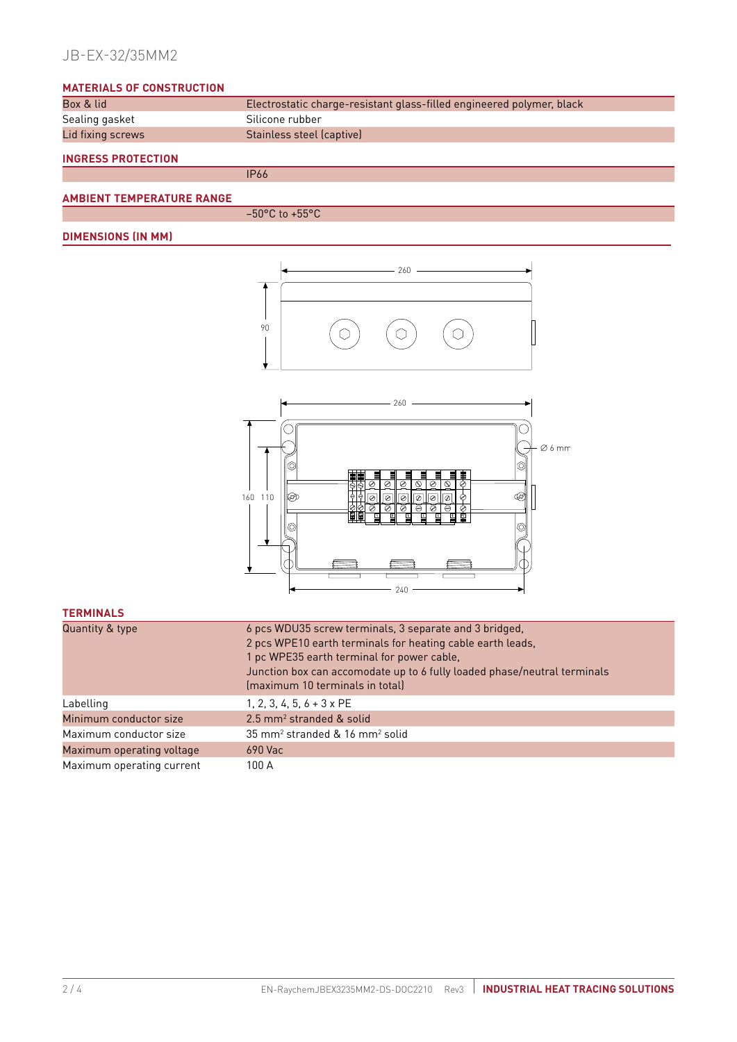# JB-EX-32/35MM2

## MATERIALS OF CONSTRUCTION

| | |
|---|---|
| Box & lid | Electrostatic charge-resistant glass-filled engineered polymer, black |
| Sealing gasket | Silicone rubber |
| Lid fixing screws | Stainless steel (captive) |

## INGRESS PROTECTION

| | |
|---|---|
| | IP66 |

## AMBIENT TEMPERATURE RANGE

| | |
|---|---|
| | –50°C to +55°C |

## DIMENSIONS (IN MM)

260

90

260

Ø 6 mm

160 110

240

## TERMINALS

| | |
|---|---|
| Quantity & type | 6 pcs WDU35 screw terminals, 3 separate and 3 bridged,<br>2 pcs WPE10 earth terminals for heating cable earth leads,<br>1 pc WPE35 earth terminal for power cable,<br>Junction box can accomodate up to 6 fully loaded phase/neutral terminals<br>(maximum 10 terminals in total) |
| Labelling | 1, 2, 3, 4, 5, 6 + 3 x PE |
| Minimum conductor size | 2.5 $mm^2$ stranded & solid |
| Maximum conductor size | 35 $mm^2$ stranded & 16 $mm^2$ solid |
| Maximum operating voltage | 690 Vac |
| Maximum operating current | 100 A |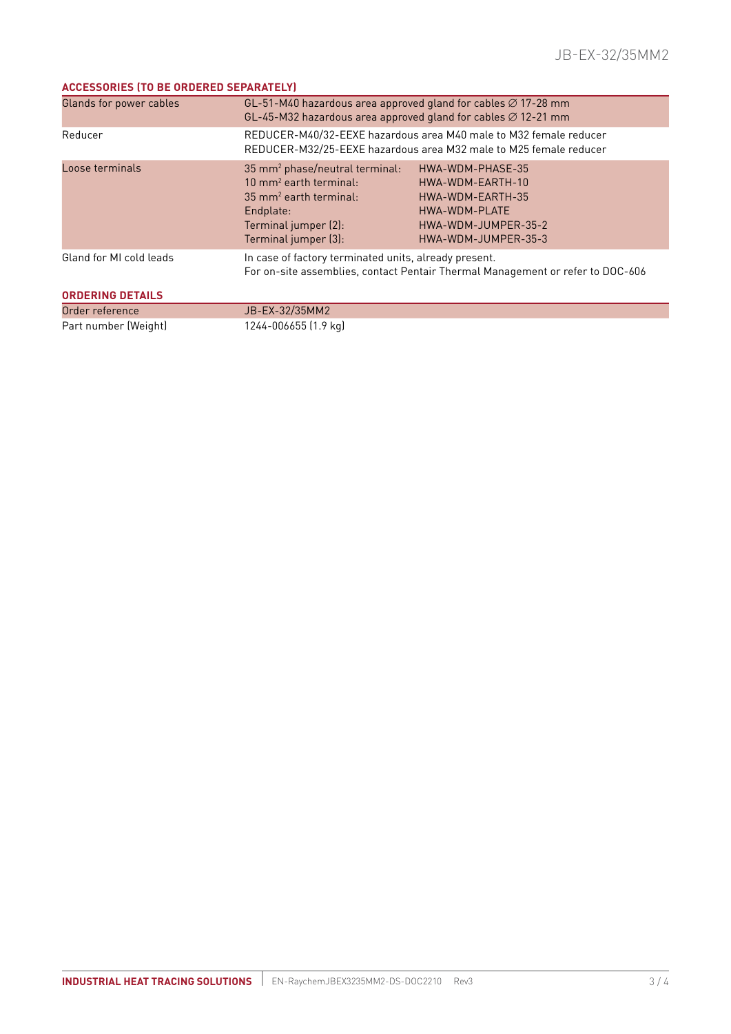## ACCESSORIES (TO BE ORDERED SEPARATELY)

| | | |
|---|---|---|
| Glands for power cables | GL-51-M40 hazardous area approved gland for cables ∅ 17-28 mm<br>GL-45-M32 hazardous area approved gland for cables ∅ 12-21 mm | |
| Reducer | REDUCER-M40/32-EEXE hazardous area M40 male to M32 female reducer<br>REDUCER-M32/25-EEXE hazardous area M32 male to M25 female reducer | |
| Loose terminals | 35 mm$^2$ phase/neutral terminal:<br>10 mm$^2$ earth terminal:<br>35 mm$^2$ earth terminal:<br>Endplate:<br>Terminal jumper (2):<br>Terminal jumper (3): | HWA-WDM-PHASE-35<br>HWA-WDM-EARTH-10<br>HWA-WDM-EARTH-35<br>HWA-WDM-PLATE<br>HWA-WDM-JUMPER-35-2<br>HWA-WDM-JUMPER-35-3 |
| Gland for MI cold leads | In case of factory terminated units, already present.<br>For on-site assemblies, contact Pentair Thermal Management or refer to DOC-606 | |

## ORDERING DETAILS

| | |
|---|---|
| Order reference | JB-EX-32/35MM2 |
| Part number (Weight) | 1244-006655 (1.9 kg) |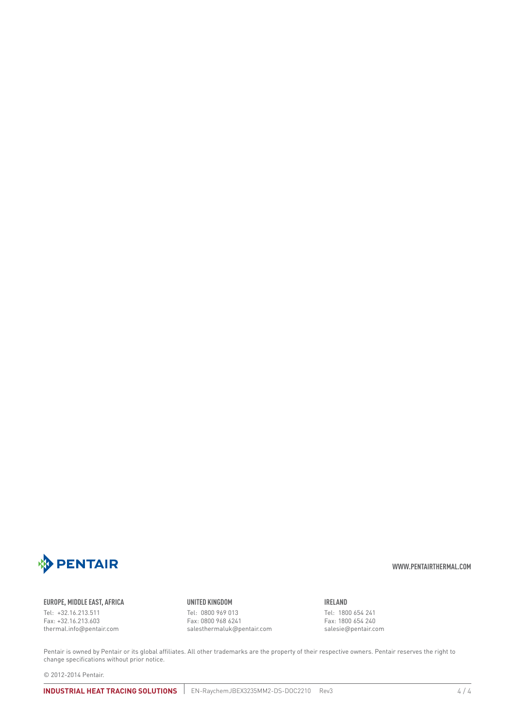PENTAIR

WWW.PENTAIRTHERMAL.COM

**EUROPE, MIDDLE EAST, AFRICA**

Tel: +32.16.213.511
Fax: +32.16.213.603
thermal.info@pentair.com

**UNITED KINGDOM**

Tel: 0800 969 013
Fax: 0800 968 6241
salesthermaluk@pentair.com

**IRELAND**

Tel: 1800 654 241
Fax: 1800 654 240
salesie@pentair.com

Pentair is owned by Pentair or its global affiliates. All other trademarks are the property of their respective owners. Pentair reserves the right to change specifications without prior notice.

© 2012-2014 Pentair.

**INDUSTRIAL HEAT TRACING SOLUTIONS** | EN-RaychemJBEX3235MM2-DS-DOC2210 Rev3